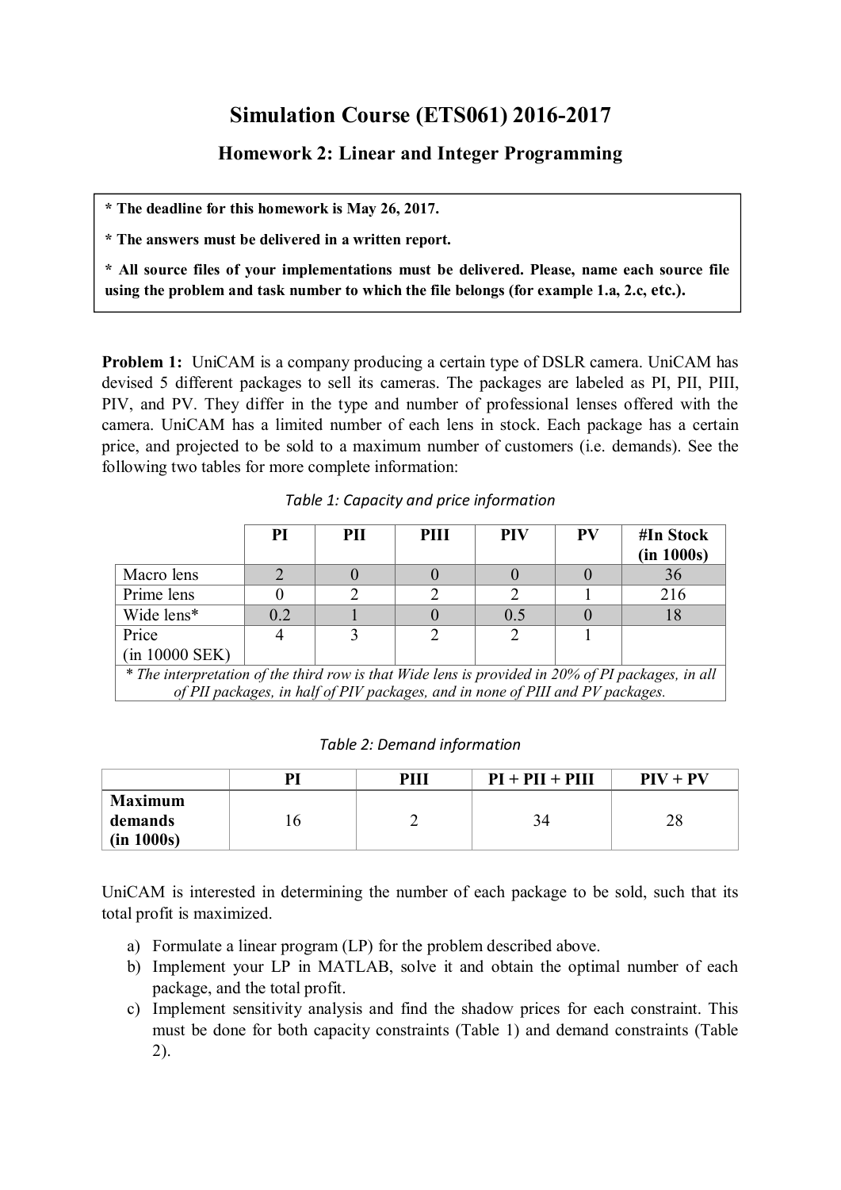# Simulation Course (ETS061) 2016-2017

## Homework 2: Linear and Integer Programming

> **\* The deadline for this homework is May 26, 2017.**
>
> **\* The answers must be delivered in a written report.**
>
> **\* All source files of your implementations must be delivered. Please, name each source file using the problem and task number to which the file belongs (for example 1.a, 2.c, etc.).**

**Problem 1:** UniCAM is a company producing a certain type of DSLR camera. UniCAM has devised 5 different packages to sell its cameras. The packages are labeled as PI, PII, PIII, PIV, and PV. They differ in the type and number of professional lenses offered with the camera. UniCAM has a limited number of each lens in stock. Each package has a certain price, and projected to be sold to a maximum number of customers (i.e. demands). See the following two tables for more complete information:

*Table 1: Capacity and price information*

| | PI | PII | PIII | PIV | PV | #In Stock (in 1000s) |
|---|---|---|---|---|---|---|
| Macro lens | 2 | 0 | 0 | 0 | 0 | 36 |
| Prime lens | 0 | 2 | 2 | 2 | 1 | 216 |
| Wide lens* | 0.2 | 1 | 0 | 0.5 | 0 | 18 |
| Price (in 10000 SEK) | 4 | 3 | 2 | 2 | 1 | |

*\* The interpretation of the third row is that Wide lens is provided in 20% of PI packages, in all of PII packages, in half of PIV packages, and in none of PIII and PV packages.*

*Table 2: Demand information*

| | PI | PIII | PI + PII + PIII | PIV + PV |
|---|---|---|---|---|
| **Maximum demands (in 1000s)** | 16 | 2 | 34 | 28 |

UniCAM is interested in determining the number of each package to be sold, such that its total profit is maximized.

a) Formulate a linear program (LP) for the problem described above.

b) Implement your LP in MATLAB, solve it and obtain the optimal number of each package, and the total profit.

c) Implement sensitivity analysis and find the shadow prices for each constraint. This must be done for both capacity constraints (Table 1) and demand constraints (Table 2).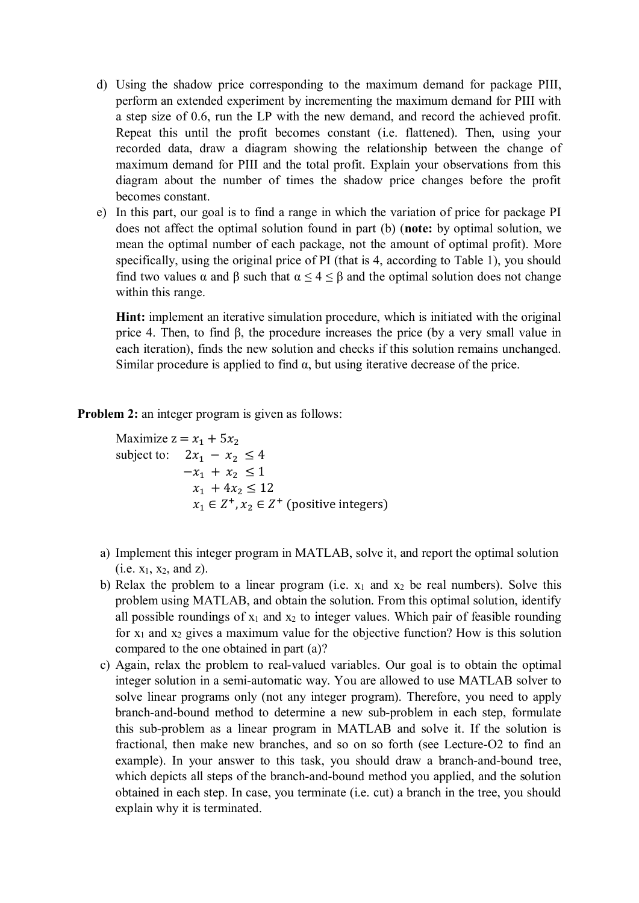d) Using the shadow price corresponding to the maximum demand for package PIII, perform an extended experiment by incrementing the maximum demand for PIII with a step size of 0.6, run the LP with the new demand, and record the achieved profit. Repeat this until the profit becomes constant (i.e. flattened). Then, using your recorded data, draw a diagram showing the relationship between the change of maximum demand for PIII and the total profit. Explain your observations from this diagram about the number of times the shadow price changes before the profit becomes constant.

e) In this part, our goal is to find a range in which the variation of price for package PI does not affect the optimal solution found in part (b) (**note:** by optimal solution, we mean the optimal number of each package, not the amount of optimal profit). More specifically, using the original price of PI (that is 4, according to Table 1), you should find two values $\alpha$ and $\beta$ such that $\alpha \leq 4 \leq \beta$ and the optimal solution does not change within this range.

   **Hint:** implement an iterative simulation procedure, which is initiated with the original price 4. Then, to find $\beta$, the procedure increases the price (by a very small value in each iteration), finds the new solution and checks if this solution remains unchanged. Similar procedure is applied to find $\alpha$, but using iterative decrease of the price.

**Problem 2:** an integer program is given as follows:

$$
\begin{aligned}
\text{Maximize } & z = x_1 + 5x_2 \\
\text{subject to: } & 2x_1 - x_2 \leq 4 \\
& -x_1 + x_2 \leq 1 \\
& x_1 + 4x_2 \leq 12 \\
& x_1 \in Z^+, x_2 \in Z^+ \text{ (positive integers)}
\end{aligned}
$$

a) Implement this integer program in MATLAB, solve it, and report the optimal solution (i.e. $x_1$, $x_2$, and $z$).

b) Relax the problem to a linear program (i.e. $x_1$ and $x_2$ be real numbers). Solve this problem using MATLAB, and obtain the solution. From this optimal solution, identify all possible roundings of $x_1$ and $x_2$ to integer values. Which pair of feasible rounding for $x_1$ and $x_2$ gives a maximum value for the objective function? How is this solution compared to the one obtained in part (a)?

c) Again, relax the problem to real-valued variables. Our goal is to obtain the optimal integer solution in a semi-automatic way. You are allowed to use MATLAB solver to solve linear programs only (not any integer program). Therefore, you need to apply branch-and-bound method to determine a new sub-problem in each step, formulate this sub-problem as a linear program in MATLAB and solve it. If the solution is fractional, then make new branches, and so on so forth (see Lecture-O2 to find an example). In your answer to this task, you should draw a branch-and-bound tree, which depicts all steps of the branch-and-bound method you applied, and the solution obtained in each step. In case, you terminate (i.e. cut) a branch in the tree, you should explain why it is terminated.